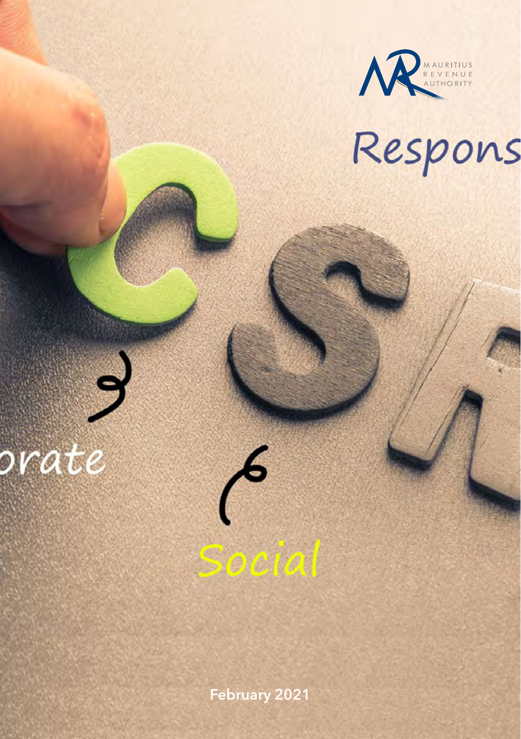MAURITIUS REVENUE AUTHORITY

Respons

orate

Social

February 2021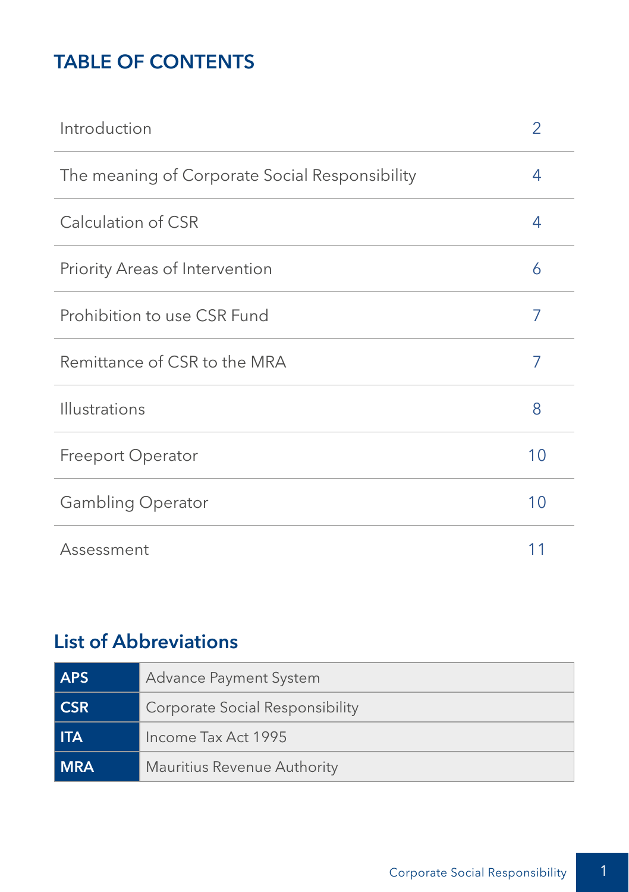## TABLE OF CONTENTS

| | |
|---|---|
| Introduction | 2 |
| The meaning of Corporate Social Responsibility | 4 |
| Calculation of CSR | 4 |
| Priority Areas of Intervention | 6 |
| Prohibition to use CSR Fund | 7 |
| Remittance of CSR to the MRA | 7 |
| Illustrations | 8 |
| Freeport Operator | 10 |
| Gambling Operator | 10 |
| Assessment | 11 |

## List of Abbreviations

| | |
|---|---|
| **APS** | Advance Payment System |
| **CSR** | Corporate Social Responsibility |
| **ITA** | Income Tax Act 1995 |
| **MRA** | Mauritius Revenue Authority |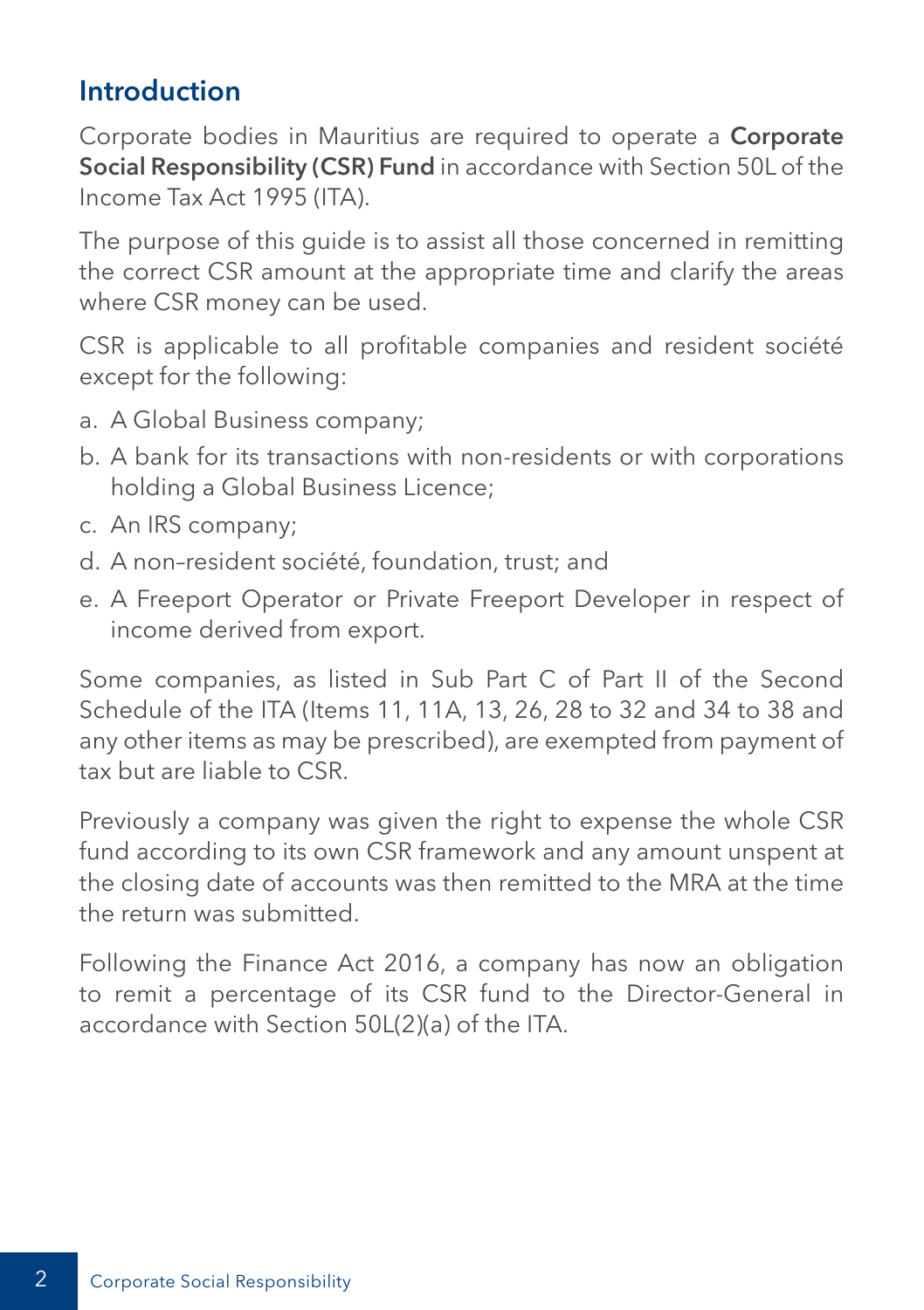## Introduction

Corporate bodies in Mauritius are required to operate a **Corporate Social Responsibility (CSR) Fund** in accordance with Section 50L of the Income Tax Act 1995 (ITA).

The purpose of this guide is to assist all those concerned in remitting the correct CSR amount at the appropriate time and clarify the areas where CSR money can be used.

CSR is applicable to all profitable companies and resident société except for the following:

a. A Global Business company;

b. A bank for its transactions with non-residents or with corporations holding a Global Business Licence;

c. An IRS company;

d. A non–resident société, foundation, trust; and

e. A Freeport Operator or Private Freeport Developer in respect of income derived from export.

Some companies, as listed in Sub Part C of Part II of the Second Schedule of the ITA (Items 11, 11A, 13, 26, 28 to 32 and 34 to 38 and any other items as may be prescribed), are exempted from payment of tax but are liable to CSR.

Previously a company was given the right to expense the whole CSR fund according to its own CSR framework and any amount unspent at the closing date of accounts was then remitted to the MRA at the time the return was submitted.

Following the Finance Act 2016, a company has now an obligation to remit a percentage of its CSR fund to the Director-General in accordance with Section 50L(2)(a) of the ITA.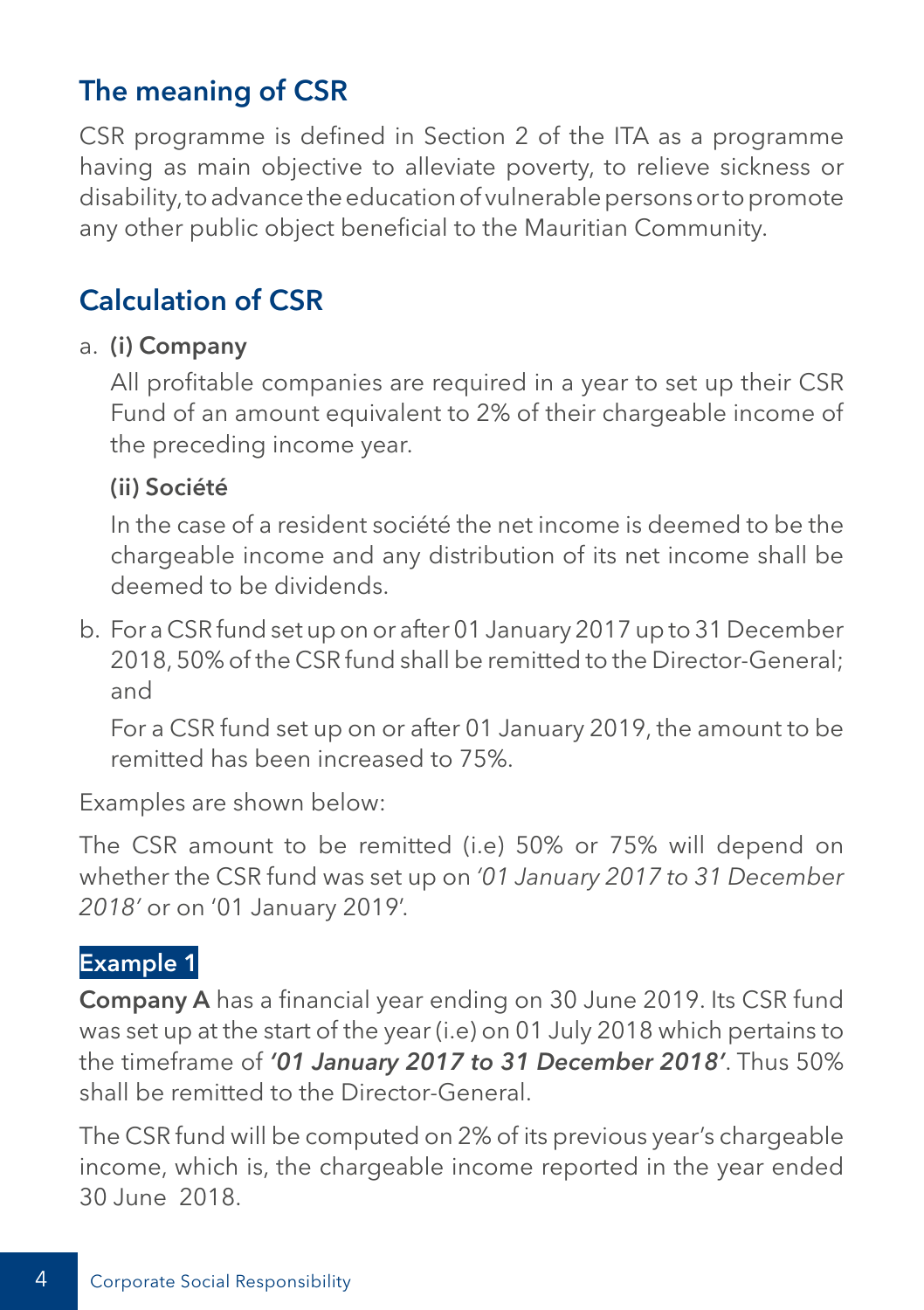## The meaning of CSR

CSR programme is defined in Section 2 of the ITA as a programme having as main objective to alleviate poverty, to relieve sickness or disability, to advance the education of vulnerable persons or to promote any other public object beneficial to the Mauritian Community.

## Calculation of CSR

a. **(i) Company**

All profitable companies are required in a year to set up their CSR Fund of an amount equivalent to 2% of their chargeable income of the preceding income year.

**(ii) Société**

In the case of a resident société the net income is deemed to be the chargeable income and any distribution of its net income shall be deemed to be dividends.

b. For a CSR fund set up on or after 01 January 2017 up to 31 December 2018, 50% of the CSR fund shall be remitted to the Director-General; and

For a CSR fund set up on or after 01 January 2019, the amount to be remitted has been increased to 75%.

Examples are shown below:

The CSR amount to be remitted (i.e) 50% or 75% will depend on whether the CSR fund was set up on *'01 January 2017 to 31 December 2018'* or on '01 January 2019'.

**Example 1**

**Company A** has a financial year ending on 30 June 2019. Its CSR fund was set up at the start of the year (i.e) on 01 July 2018 which pertains to the timeframe of ***'01 January 2017 to 31 December 2018'***. Thus 50% shall be remitted to the Director-General.

The CSR fund will be computed on 2% of its previous year's chargeable income, which is, the chargeable income reported in the year ended 30 June 2018.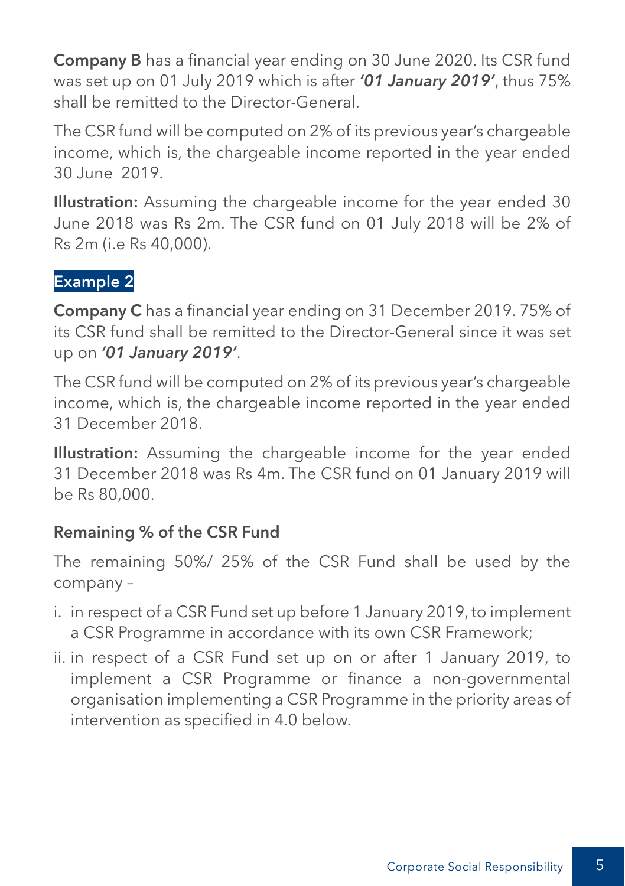**Company B** has a financial year ending on 30 June 2020. Its CSR fund was set up on 01 July 2019 which is after ***'01 January 2019'***, thus 75% shall be remitted to the Director-General.

The CSR fund will be computed on 2% of its previous year's chargeable income, which is, the chargeable income reported in the year ended 30 June 2019.

**Illustration:** Assuming the chargeable income for the year ended 30 June 2018 was Rs 2m. The CSR fund on 01 July 2018 will be 2% of Rs 2m (i.e Rs 40,000).

### Example 2

**Company C** has a financial year ending on 31 December 2019. 75% of its CSR fund shall be remitted to the Director-General since it was set up on ***'01 January 2019'***.

The CSR fund will be computed on 2% of its previous year's chargeable income, which is, the chargeable income reported in the year ended 31 December 2018.

**Illustration:** Assuming the chargeable income for the year ended 31 December 2018 was Rs 4m. The CSR fund on 01 January 2019 will be Rs 80,000.

#### Remaining % of the CSR Fund

The remaining 50%/ 25% of the CSR Fund shall be used by the company –

i. in respect of a CSR Fund set up before 1 January 2019, to implement a CSR Programme in accordance with its own CSR Framework;

ii. in respect of a CSR Fund set up on or after 1 January 2019, to implement a CSR Programme or finance a non-governmental organisation implementing a CSR Programme in the priority areas of intervention as specified in 4.0 below.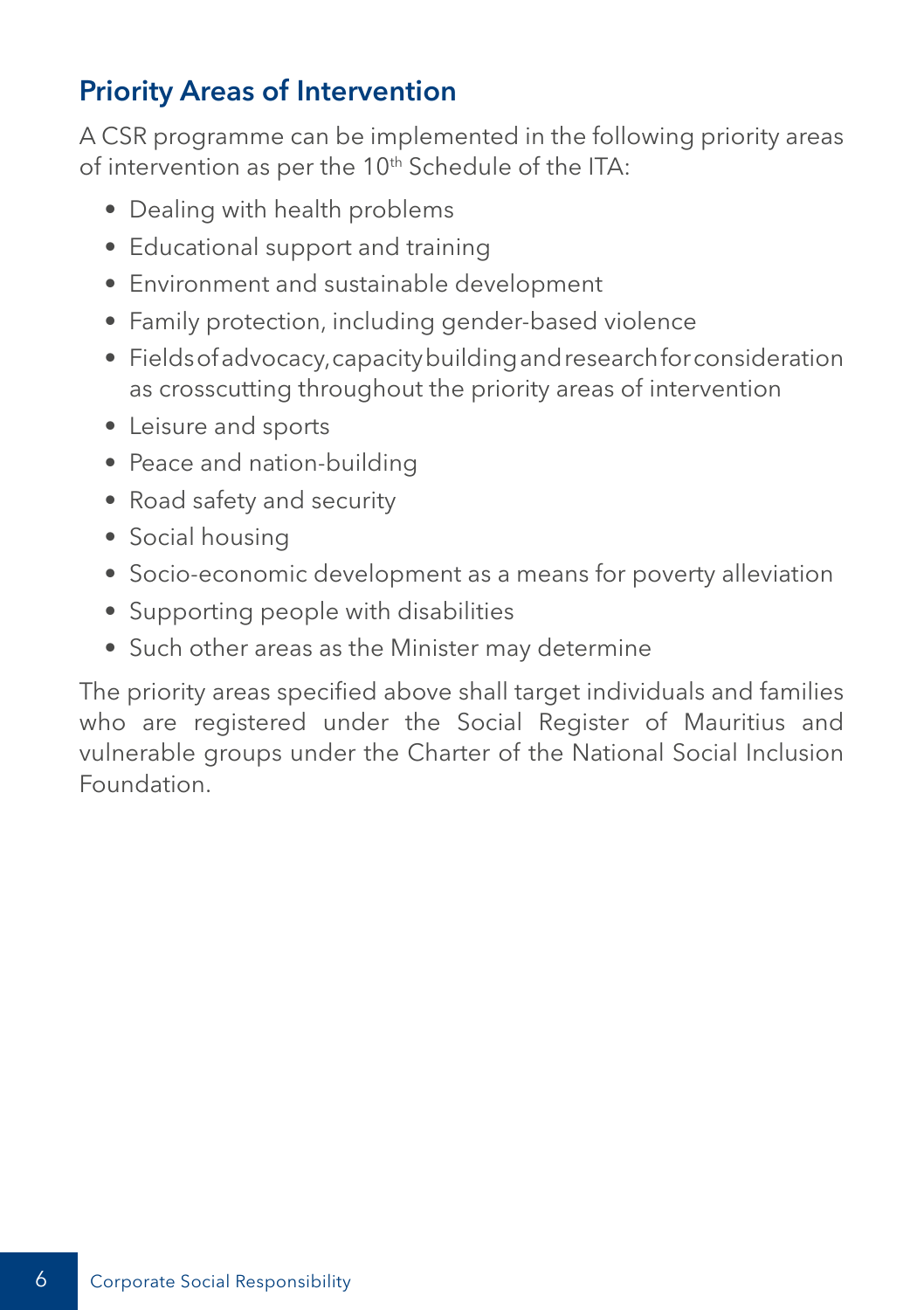## Priority Areas of Intervention

A CSR programme can be implemented in the following priority areas of intervention as per the 10th Schedule of the ITA:

- Dealing with health problems
- Educational support and training
- Environment and sustainable development
- Family protection, including gender-based violence
- Fields of advocacy, capacity building and research for consideration as crosscutting throughout the priority areas of intervention
- Leisure and sports
- Peace and nation-building
- Road safety and security
- Social housing
- Socio-economic development as a means for poverty alleviation
- Supporting people with disabilities
- Such other areas as the Minister may determine

The priority areas specified above shall target individuals and families who are registered under the Social Register of Mauritius and vulnerable groups under the Charter of the National Social Inclusion Foundation.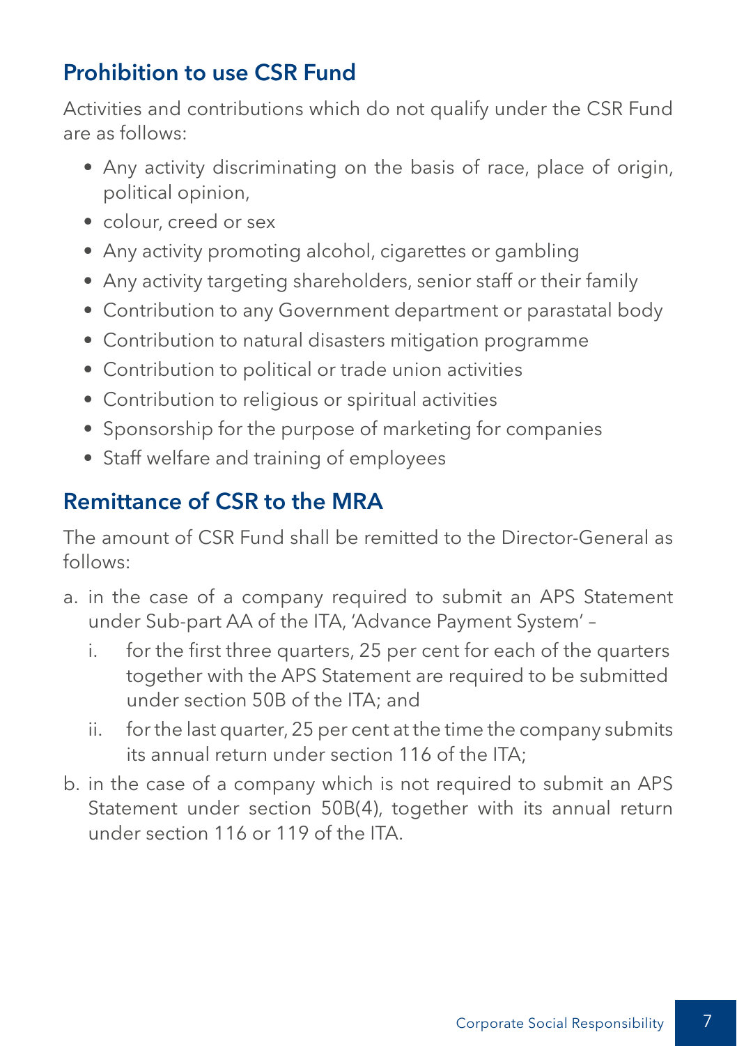## Prohibition to use CSR Fund

Activities and contributions which do not qualify under the CSR Fund are as follows:

- Any activity discriminating on the basis of race, place of origin, political opinion,
- colour, creed or sex
- Any activity promoting alcohol, cigarettes or gambling
- Any activity targeting shareholders, senior staff or their family
- Contribution to any Government department or parastatal body
- Contribution to natural disasters mitigation programme
- Contribution to political or trade union activities
- Contribution to religious or spiritual activities
- Sponsorship for the purpose of marketing for companies
- Staff welfare and training of employees

## Remittance of CSR to the MRA

The amount of CSR Fund shall be remitted to the Director-General as follows:

a. in the case of a company required to submit an APS Statement under Sub-part AA of the ITA, 'Advance Payment System' –
   i. for the first three quarters, 25 per cent for each of the quarters together with the APS Statement are required to be submitted under section 50B of the ITA; and
   ii. for the last quarter, 25 per cent at the time the company submits its annual return under section 116 of the ITA;

b. in the case of a company which is not required to submit an APS Statement under section 50B(4), together with its annual return under section 116 or 119 of the ITA.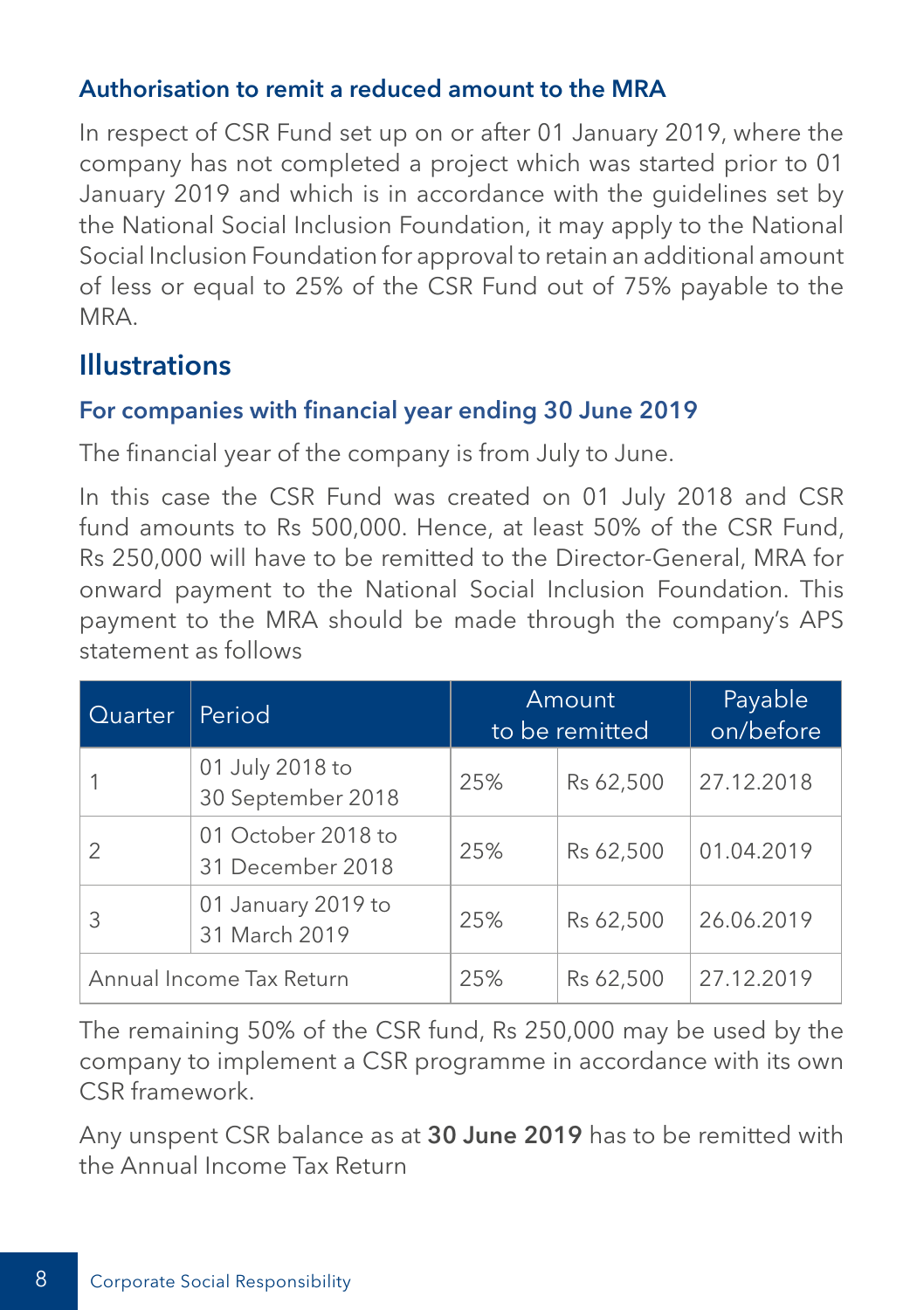### Authorisation to remit a reduced amount to the MRA

In respect of CSR Fund set up on or after 01 January 2019, where the company has not completed a project which was started prior to 01 January 2019 and which is in accordance with the guidelines set by the National Social Inclusion Foundation, it may apply to the National Social Inclusion Foundation for approval to retain an additional amount of less or equal to 25% of the CSR Fund out of 75% payable to the MRA.

## Illustrations

### For companies with financial year ending 30 June 2019

The financial year of the company is from July to June.

In this case the CSR Fund was created on 01 July 2018 and CSR fund amounts to Rs 500,000. Hence, at least 50% of the CSR Fund, Rs 250,000 will have to be remitted to the Director-General, MRA for onward payment to the National Social Inclusion Foundation. This payment to the MRA should be made through the company's APS statement as follows

| Quarter | Period | Amount to be remitted | | Payable on/before |
|---|---|---|---|---|
| 1 | 01 July 2018 to 30 September 2018 | 25% | Rs 62,500 | 27.12.2018 |
| 2 | 01 October 2018 to 31 December 2018 | 25% | Rs 62,500 | 01.04.2019 |
| 3 | 01 January 2019 to 31 March 2019 | 25% | Rs 62,500 | 26.06.2019 |
| Annual Income Tax Return | | 25% | Rs 62,500 | 27.12.2019 |

The remaining 50% of the CSR fund, Rs 250,000 may be used by the company to implement a CSR programme in accordance with its own CSR framework.

Any unspent CSR balance as at **30 June 2019** has to be remitted with the Annual Income Tax Return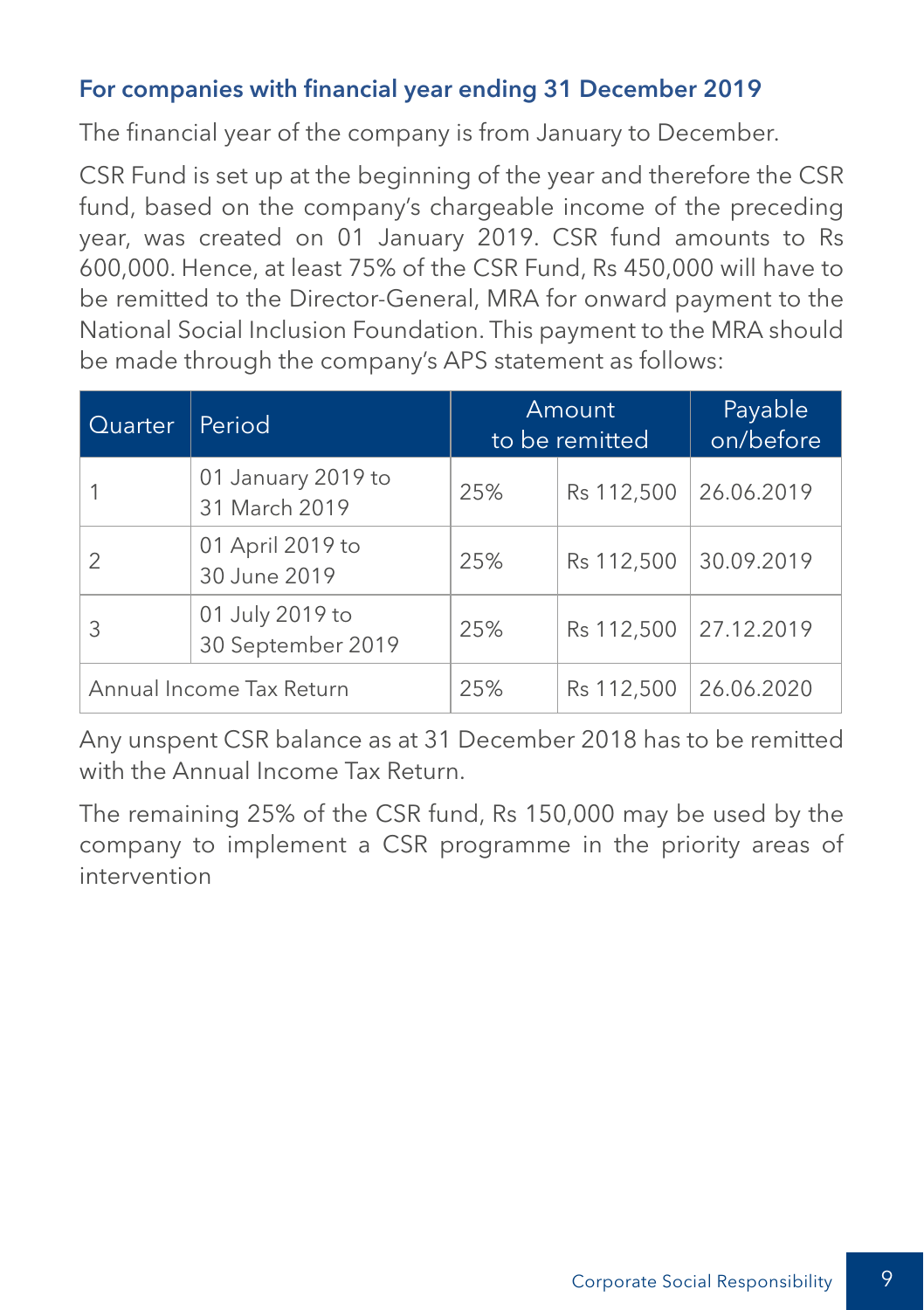### For companies with financial year ending 31 December 2019

The financial year of the company is from January to December.

CSR Fund is set up at the beginning of the year and therefore the CSR fund, based on the company's chargeable income of the preceding year, was created on 01 January 2019. CSR fund amounts to Rs 600,000. Hence, at least 75% of the CSR Fund, Rs 450,000 will have to be remitted to the Director-General, MRA for onward payment to the National Social Inclusion Foundation. This payment to the MRA should be made through the company's APS statement as follows:

| Quarter | Period | Amount to be remitted | | Payable on/before |
|---|---|---|---|---|
| 1 | 01 January 2019 to 31 March 2019 | 25% | Rs 112,500 | 26.06.2019 |
| 2 | 01 April 2019 to 30 June 2019 | 25% | Rs 112,500 | 30.09.2019 |
| 3 | 01 July 2019 to 30 September 2019 | 25% | Rs 112,500 | 27.12.2019 |
| Annual Income Tax Return | | 25% | Rs 112,500 | 26.06.2020 |

Any unspent CSR balance as at 31 December 2018 has to be remitted with the Annual Income Tax Return.

The remaining 25% of the CSR fund, Rs 150,000 may be used by the company to implement a CSR programme in the priority areas of intervention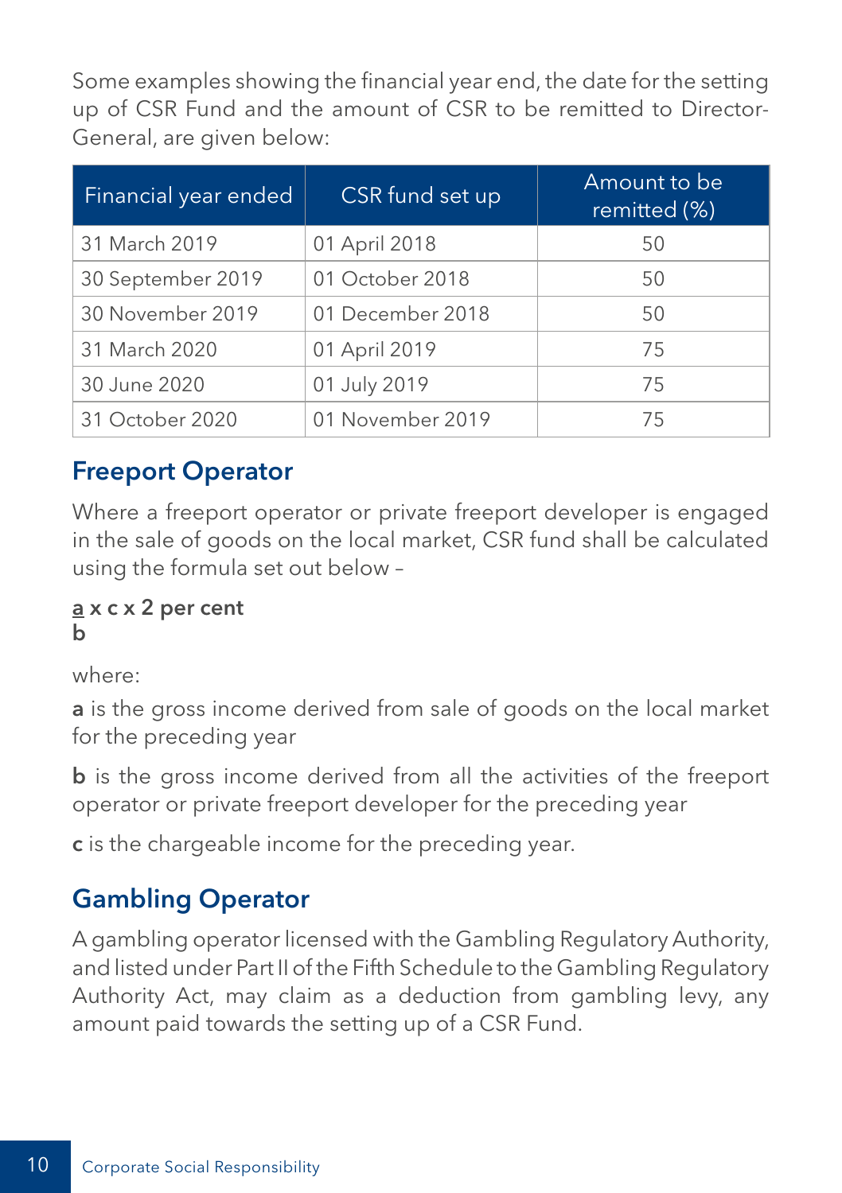Some examples showing the financial year end, the date for the setting up of CSR Fund and the amount of CSR to be remitted to Director-General, are given below:

| Financial year ended | CSR fund set up | Amount to be remitted (%) |
|---|---|---|
| 31 March 2019 | 01 April 2018 | 50 |
| 30 September 2019 | 01 October 2018 | 50 |
| 30 November 2019 | 01 December 2018 | 50 |
| 31 March 2020 | 01 April 2019 | 75 |
| 30 June 2020 | 01 July 2019 | 75 |
| 31 October 2020 | 01 November 2019 | 75 |

## Freeport Operator

Where a freeport operator or private freeport developer is engaged in the sale of goods on the local market, CSR fund shall be calculated using the formula set out below –

$$\frac{a}{b} \times c \times 2 \text{ per cent}$$

where:

**a** is the gross income derived from sale of goods on the local market for the preceding year

**b** is the gross income derived from all the activities of the freeport operator or private freeport developer for the preceding year

**c** is the chargeable income for the preceding year.

## Gambling Operator

A gambling operator licensed with the Gambling Regulatory Authority, and listed under Part II of the Fifth Schedule to the Gambling Regulatory Authority Act, may claim as a deduction from gambling levy, any amount paid towards the setting up of a CSR Fund.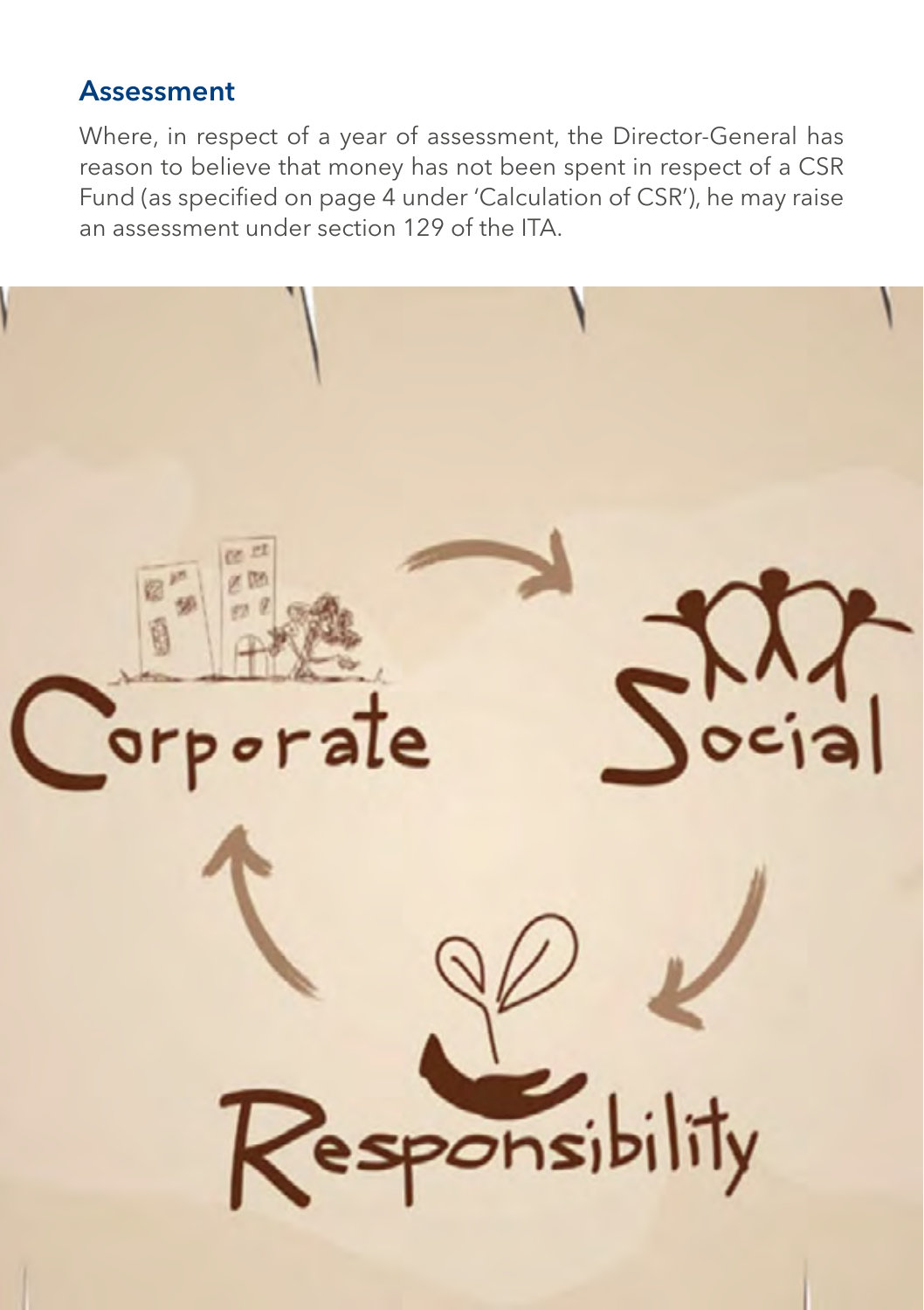## Assessment

Where, in respect of a year of assessment, the Director-General has reason to believe that money has not been spent in respect of a CSR Fund (as specified on page 4 under 'Calculation of CSR'), he may raise an assessment under section 129 of the ITA.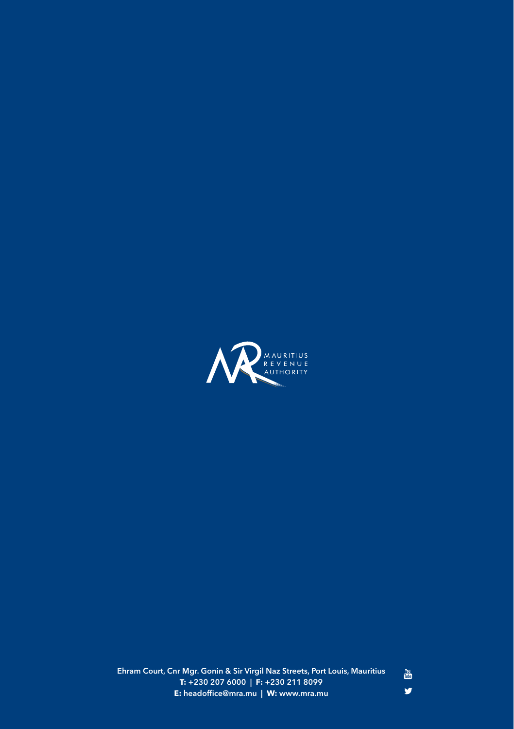MAURITIUS
REVENUE
AUTHORITY

Ehram Court, Cnr Mgr. Gonin & Sir Virgil Naz Streets, Port Louis, Mauritius
**T:** +230 207 6000 | **F:** +230 211 8099
**E:** headoffice@mra.mu | **W:** www.mra.mu